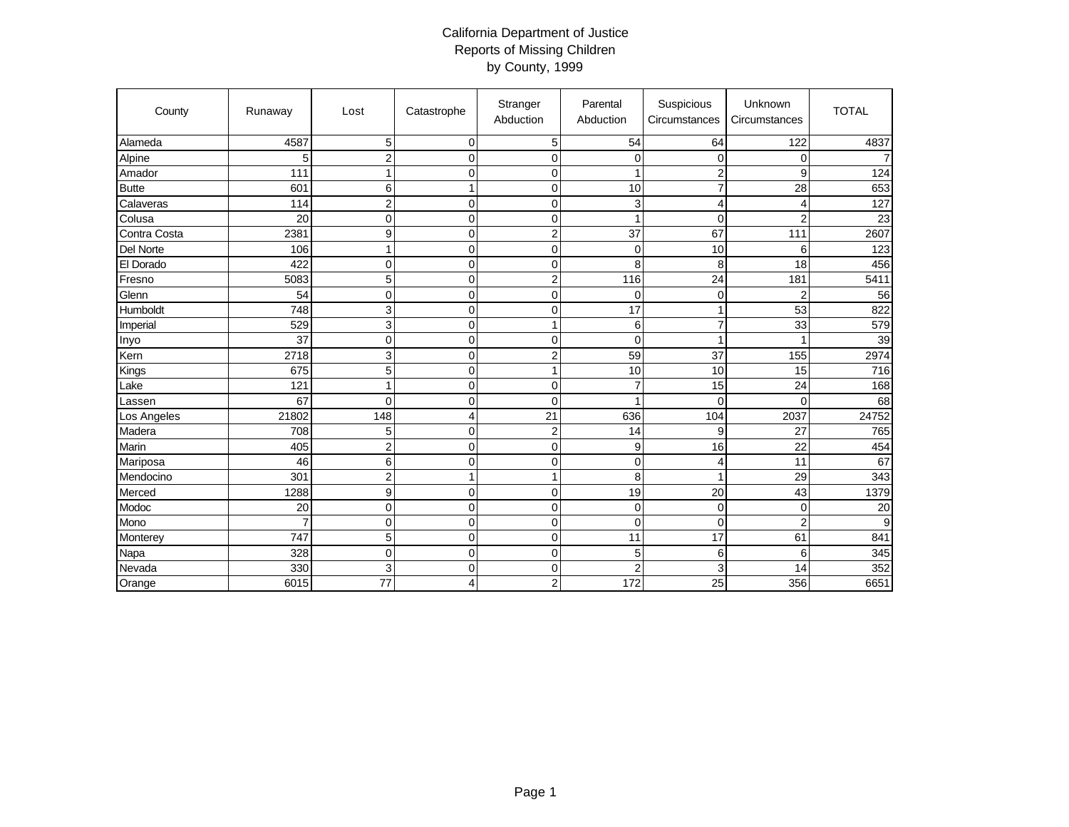# California Department of Justice
## Reports of Missing Children
### by County, 1999

| County | Runaway | Lost | Catastrophe | Stranger Abduction | Parental Abduction | Suspicious Circumstances | Unknown Circumstances | TOTAL |
|---|---|---|---|---|---|---|---|---|
| Alameda | 4587 | 5 | 0 | 5 | 54 | 64 | 122 | 4837 |
| Alpine | 5 | 2 | 0 | 0 | 0 | 0 | 0 | 7 |
| Amador | 111 | 1 | 0 | 0 | 1 | 2 | 9 | 124 |
| Butte | 601 | 6 | 1 | 0 | 10 | 7 | 28 | 653 |
| Calaveras | 114 | 2 | 0 | 0 | 3 | 4 | 4 | 127 |
| Colusa | 20 | 0 | 0 | 0 | 1 | 0 | 2 | 23 |
| Contra Costa | 2381 | 9 | 0 | 2 | 37 | 67 | 111 | 2607 |
| Del Norte | 106 | 1 | 0 | 0 | 0 | 10 | 6 | 123 |
| El Dorado | 422 | 0 | 0 | 0 | 8 | 8 | 18 | 456 |
| Fresno | 5083 | 5 | 0 | 2 | 116 | 24 | 181 | 5411 |
| Glenn | 54 | 0 | 0 | 0 | 0 | 0 | 2 | 56 |
| Humboldt | 748 | 3 | 0 | 0 | 17 | 1 | 53 | 822 |
| Imperial | 529 | 3 | 0 | 1 | 6 | 7 | 33 | 579 |
| Inyo | 37 | 0 | 0 | 0 | 0 | 1 | 1 | 39 |
| Kern | 2718 | 3 | 0 | 2 | 59 | 37 | 155 | 2974 |
| Kings | 675 | 5 | 0 | 1 | 10 | 10 | 15 | 716 |
| Lake | 121 | 1 | 0 | 0 | 7 | 15 | 24 | 168 |
| Lassen | 67 | 0 | 0 | 0 | 1 | 0 | 0 | 68 |
| Los Angeles | 21802 | 148 | 4 | 21 | 636 | 104 | 2037 | 24752 |
| Madera | 708 | 5 | 0 | 2 | 14 | 9 | 27 | 765 |
| Marin | 405 | 2 | 0 | 0 | 9 | 16 | 22 | 454 |
| Mariposa | 46 | 6 | 0 | 0 | 0 | 4 | 11 | 67 |
| Mendocino | 301 | 2 | 1 | 1 | 8 | 1 | 29 | 343 |
| Merced | 1288 | 9 | 0 | 0 | 19 | 20 | 43 | 1379 |
| Modoc | 20 | 0 | 0 | 0 | 0 | 0 | 0 | 20 |
| Mono | 7 | 0 | 0 | 0 | 0 | 0 | 2 | 9 |
| Monterey | 747 | 5 | 0 | 0 | 11 | 17 | 61 | 841 |
| Napa | 328 | 0 | 0 | 0 | 5 | 6 | 6 | 345 |
| Nevada | 330 | 3 | 0 | 0 | 2 | 3 | 14 | 352 |
| Orange | 6015 | 77 | 4 | 2 | 172 | 25 | 356 | 6651 |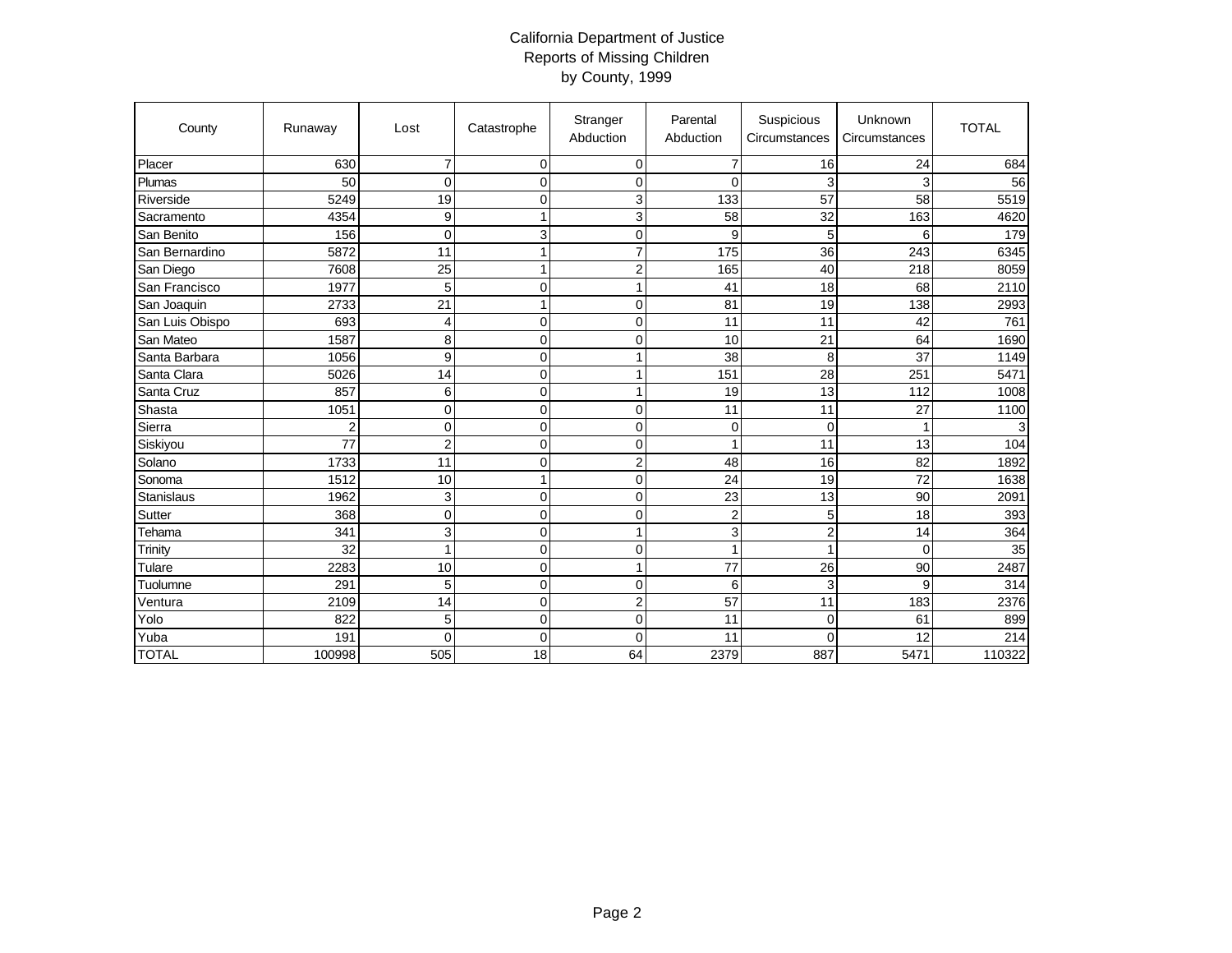# California Department of Justice
## Reports of Missing Children
## by County, 1999

| County | Runaway | Lost | Catastrophe | Stranger Abduction | Parental Abduction | Suspicious Circumstances | Unknown Circumstances | TOTAL |
|---|---|---|---|---|---|---|---|---|
| Placer | 630 | 7 | 0 | 0 | 7 | 16 | 24 | 684 |
| Plumas | 50 | 0 | 0 | 0 | 0 | 3 | 3 | 56 |
| Riverside | 5249 | 19 | 0 | 3 | 133 | 57 | 58 | 5519 |
| Sacramento | 4354 | 9 | 1 | 3 | 58 | 32 | 163 | 4620 |
| San Benito | 156 | 0 | 3 | 0 | 9 | 5 | 6 | 179 |
| San Bernardino | 5872 | 11 | 1 | 7 | 175 | 36 | 243 | 6345 |
| San Diego | 7608 | 25 | 1 | 2 | 165 | 40 | 218 | 8059 |
| San Francisco | 1977 | 5 | 0 | 1 | 41 | 18 | 68 | 2110 |
| San Joaquin | 2733 | 21 | 1 | 0 | 81 | 19 | 138 | 2993 |
| San Luis Obispo | 693 | 4 | 0 | 0 | 11 | 11 | 42 | 761 |
| San Mateo | 1587 | 8 | 0 | 0 | 10 | 21 | 64 | 1690 |
| Santa Barbara | 1056 | 9 | 0 | 1 | 38 | 8 | 37 | 1149 |
| Santa Clara | 5026 | 14 | 0 | 1 | 151 | 28 | 251 | 5471 |
| Santa Cruz | 857 | 6 | 0 | 1 | 19 | 13 | 112 | 1008 |
| Shasta | 1051 | 0 | 0 | 0 | 11 | 11 | 27 | 1100 |
| Sierra | 2 | 0 | 0 | 0 | 0 | 0 | 1 | 3 |
| Siskiyou | 77 | 2 | 0 | 0 | 1 | 11 | 13 | 104 |
| Solano | 1733 | 11 | 0 | 2 | 48 | 16 | 82 | 1892 |
| Sonoma | 1512 | 10 | 1 | 0 | 24 | 19 | 72 | 1638 |
| Stanislaus | 1962 | 3 | 0 | 0 | 23 | 13 | 90 | 2091 |
| Sutter | 368 | 0 | 0 | 0 | 2 | 5 | 18 | 393 |
| Tehama | 341 | 3 | 0 | 1 | 3 | 2 | 14 | 364 |
| Trinity | 32 | 1 | 0 | 0 | 1 | 1 | 0 | 35 |
| Tulare | 2283 | 10 | 0 | 1 | 77 | 26 | 90 | 2487 |
| Tuolumne | 291 | 5 | 0 | 0 | 6 | 3 | 9 | 314 |
| Ventura | 2109 | 14 | 0 | 2 | 57 | 11 | 183 | 2376 |
| Yolo | 822 | 5 | 0 | 0 | 11 | 0 | 61 | 899 |
| Yuba | 191 | 0 | 0 | 0 | 11 | 0 | 12 | 214 |
| TOTAL | 100998 | 505 | 18 | 64 | 2379 | 887 | 5471 | 110322 |